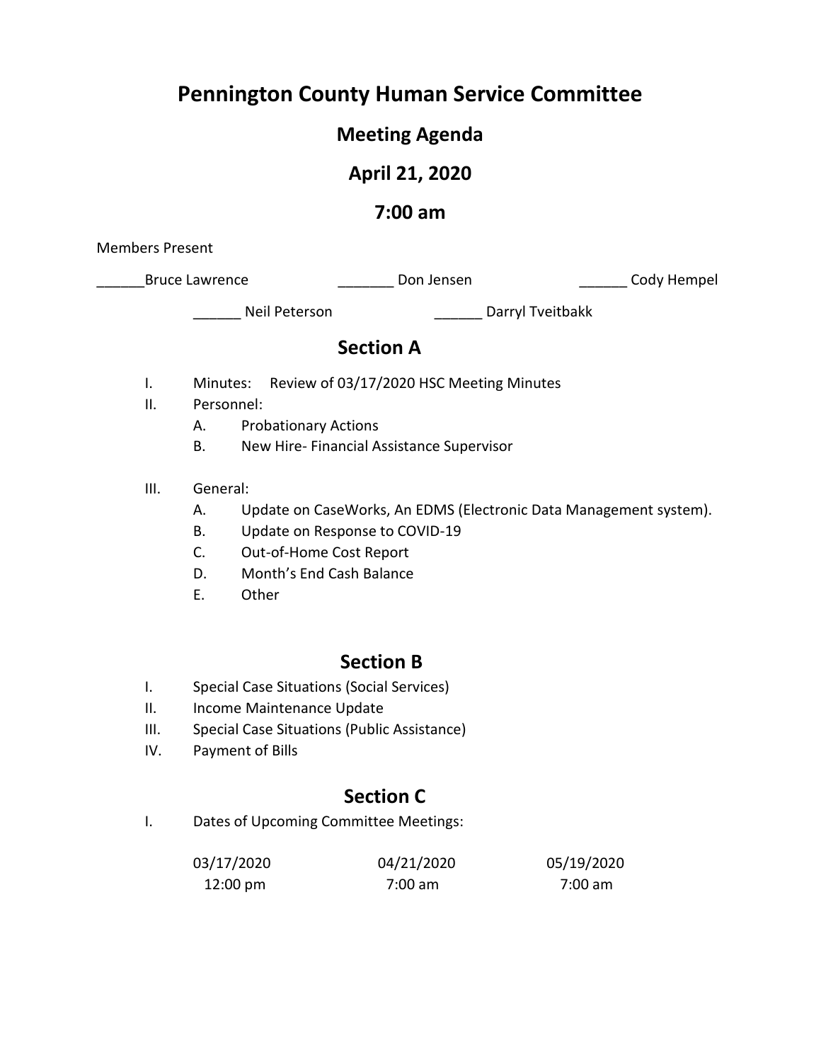# Pennington County Human Service Committee

## Meeting Agenda

## April 21, 2020

## 7:00 am

Members Present

______Bruce Lawrence _______ Don Jensen ______ Cody Hempel

______ Neil Peterson ______ Darryl Tveitbakk

## Section A

I. Minutes: Review of 03/17/2020 HSC Meeting Minutes

II. Personnel:
   - A. Probationary Actions
   - B. New Hire- Financial Assistance Supervisor

III. General:
   - A. Update on CaseWorks, An EDMS (Electronic Data Management system).
   - B. Update on Response to COVID-19
   - C. Out-of-Home Cost Report
   - D. Month's End Cash Balance
   - E. Other

## Section B

I. Special Case Situations (Social Services)

II. Income Maintenance Update

III. Special Case Situations (Public Assistance)

IV. Payment of Bills

## Section C

I. Dates of Upcoming Committee Meetings:

| 03/17/2020 | 04/21/2020 | 05/19/2020 |
|---|---|---|
| 12:00 pm | 7:00 am | 7:00 am |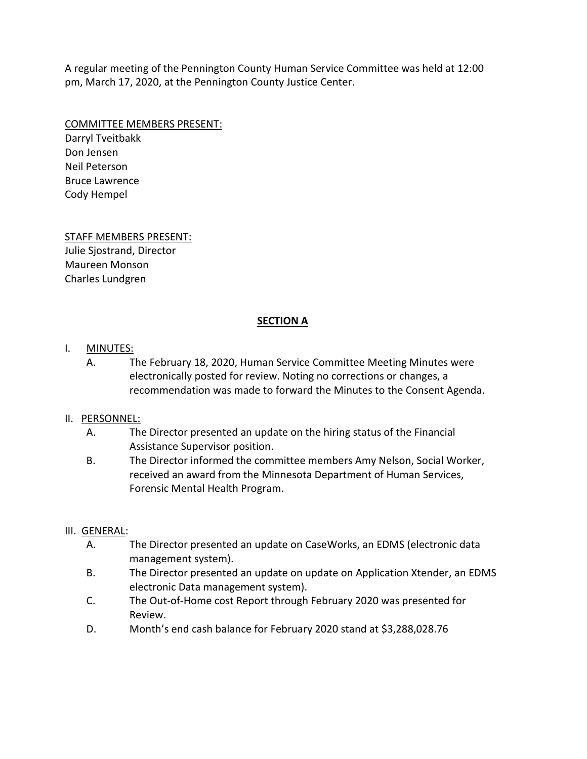A regular meeting of the Pennington County Human Service Committee was held at 12:00 pm, March 17, 2020, at the Pennington County Justice Center.

COMMITTEE MEMBERS PRESENT:
Darryl Tveitbakk
Don Jensen
Neil Peterson
Bruce Lawrence
Cody Hempel

STAFF MEMBERS PRESENT:
Julie Sjostrand, Director
Maureen Monson
Charles Lundgren

## SECTION A

I. MINUTES:
   A. The February 18, 2020, Human Service Committee Meeting Minutes were electronically posted for review. Noting no corrections or changes, a recommendation was made to forward the Minutes to the Consent Agenda.

II. PERSONNEL:
   A. The Director presented an update on the hiring status of the Financial Assistance Supervisor position.
   B. The Director informed the committee members Amy Nelson, Social Worker, received an award from the Minnesota Department of Human Services, Forensic Mental Health Program.

III. GENERAL:
   A. The Director presented an update on CaseWorks, an EDMS (electronic data management system).
   B. The Director presented an update on update on Application Xtender, an EDMS electronic Data management system).
   C. The Out-of-Home cost Report through February 2020 was presented for Review.
   D. Month's end cash balance for February 2020 stand at $3,288,028.76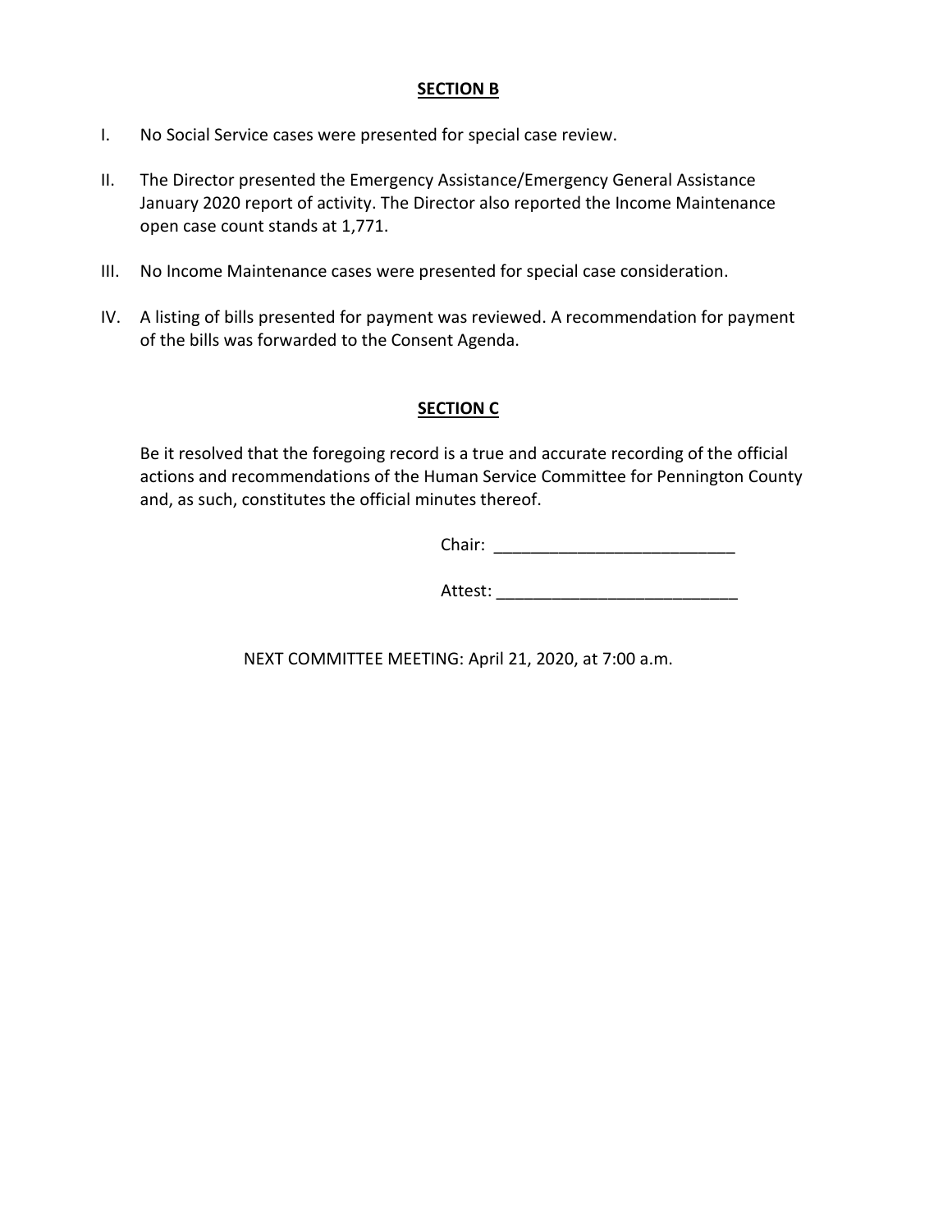## SECTION B

I. No Social Service cases were presented for special case review.

II. The Director presented the Emergency Assistance/Emergency General Assistance January 2020 report of activity. The Director also reported the Income Maintenance open case count stands at 1,771.

III. No Income Maintenance cases were presented for special case consideration.

IV. A listing of bills presented for payment was reviewed. A recommendation for payment of the bills was forwarded to the Consent Agenda.

## SECTION C

Be it resolved that the foregoing record is a true and accurate recording of the official actions and recommendations of the Human Service Committee for Pennington County and, as such, constitutes the official minutes thereof.

Chair: __________________________

Attest: __________________________

NEXT COMMITTEE MEETING: April 21, 2020, at 7:00 a.m.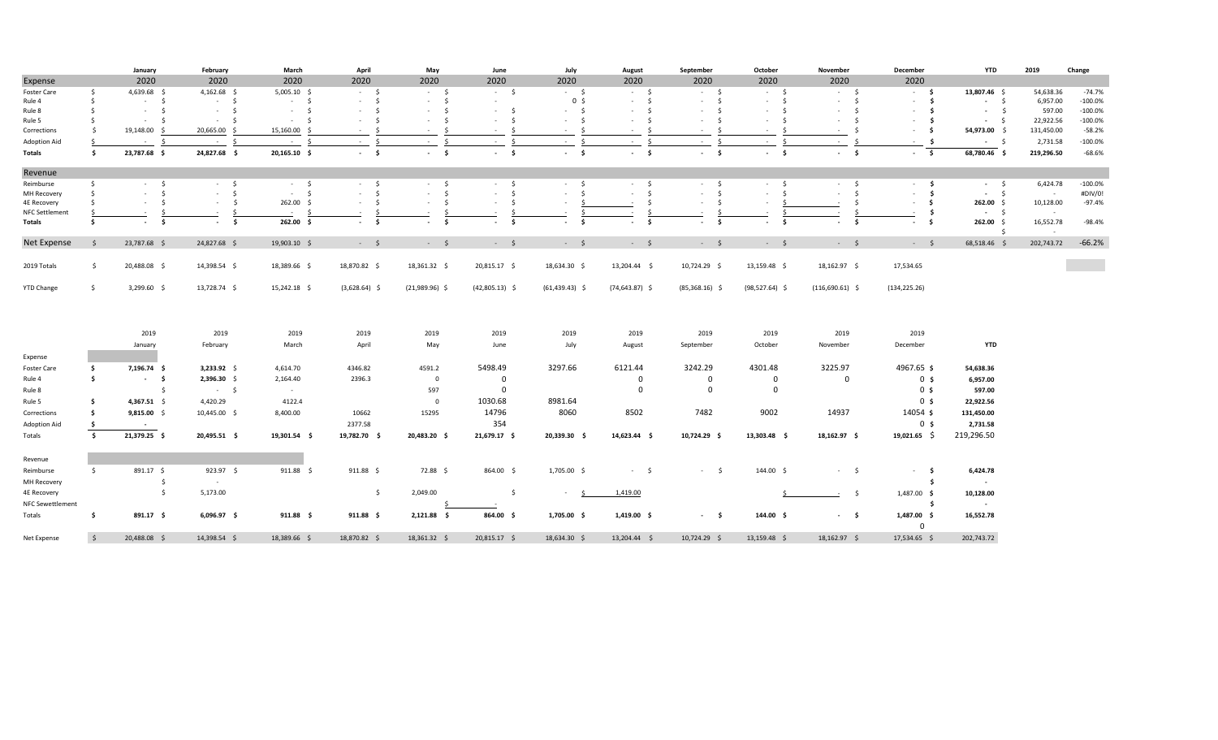| | January | February | March | April | May | June | July | August | September | October | November | December | YTD | 2019 | Change |
|---|---|---|---|---|---|---|---|---|---|---|---|---|---|---|---|
| Expense | 2020 | 2020 | 2020 | 2020 | 2020 | 2020 | 2020 | 2020 | 2020 | 2020 | 2020 | 2020 | | | |
| Foster Care | $ 4,639.68 | $ 4,162.68 | $ 5,005.10 | $ - | $ - | $ - | $ - | $ - | $ - | $ - | $ - | $ - | $ 13,807.46 | $ 54,638.36 | -74.7% |
| Rule 4 | $ - | $ - | $ - | $ - | $ - | $ - | 0 | $ - | $ - | $ - | $ - | $ - | $ - | $ 6,957.00 | -100.0% |
| Rule 8 | $ - | $ - | $ - | $ - | $ - | $ - | $ - | $ - | $ - | $ - | $ - | $ - | $ - | $ 597.00 | -100.0% |
| Rule 5 | $ - | $ - | $ - | $ - | $ - | $ - | $ - | $ - | $ - | $ - | $ - | $ - | $ - | $ 22,922.56 | -100.0% |
| Corrections | $ 19,148.00 | $ 20,665.00 | $ 15,160.00 | $ - | $ - | $ - | $ - | $ - | $ - | $ - | $ - | $ - | $ 54,973.00 | $ 131,450.00 | -58.2% |
| Adoption Aid | $ - | $ - | $ - | $ - | $ - | $ - | $ - | $ - | $ - | $ - | $ - | $ - | $ - | $ 2,731.58 | -100.0% |
| **Totals** | **$ 23,787.68** | **$ 24,827.68** | **$ 20,165.10** | **$ -** | **$ -** | **$ -** | **$ -** | **$ -** | **$ -** | **$ -** | **$ -** | **$ -** | **$ 68,780.46** | **$ 219,296.50** | **-68.6%** |
| Revenue | | | | | | | | | | | | | | | |
| Reimburse | $ - | $ - | $ - | $ - | $ - | $ - | $ - | $ - | $ - | $ - | $ - | $ - | $ - | $ 6,424.78 | -100.0% |
| MH Recovery | $ - | $ - | $ - | $ - | $ - | $ - | $ - | $ - | $ - | $ - | $ - | $ - | $ - | $ - | #DIV/0! |
| 4E Recovery | $ - | $ - | $ 262.00 | $ - | $ - | $ - | $ - | $ - | $ - | $ - | $ - | $ - | $ 262.00 | $ 10,128.00 | -97.4% |
| NFC Settlement | $ - | $ - | $ - | $ - | $ - | $ - | $ - | $ - | $ - | $ - | $ - | $ - | $ - | $ - | |
| **Totals** | **$ -** | **$ -** | **$ 262.00** | **$ -** | **$ -** | **$ -** | **$ -** | **$ -** | **$ -** | **$ -** | **$ -** | **$ -** | **$ 262.00** | **$ 16,552.78** | **-98.4%** |
| | | | | | | | | | | | | | | $ - | |
| Net Expense | $ 23,787.68 | $ 24,827.68 | $ 19,903.10 | $ - | $ - | $ - | $ - | $ - | $ - | $ - | $ - | $ - | $ 68,518.46 | $ 202,743.72 | -66.2% |
| 2019 Totals | $ 20,488.08 | $ 14,398.54 | $ 18,389.66 | $ 18,870.82 | $ 18,361.32 | $ 20,815.17 | $ 18,634.30 | $ 13,204.44 | $ 10,724.29 | $ 13,159.48 | $ 18,162.97 | $ 17,534.65 | | | |
| YTD Change | $ 3,299.60 | $ 13,728.74 | $ 15,242.18 | $ (3,628.64) | $ (21,989.96) | $ (42,805.13) | $ (61,439.43) | $ (74,643.87) | $ (85,368.16) | $ (98,527.64) | $ (116,690.61) | $ (134,225.26) | | | |

| | 2019 | 2019 | 2019 | 2019 | 2019 | 2019 | 2019 | 2019 | 2019 | 2019 | 2019 | 2019 | |
|---|---|---|---|---|---|---|---|---|---|---|---|---|---|
| | January | February | March | April | May | June | July | August | September | October | November | December | YTD |
| Expense | | | | | | | | | | | | | |
| Foster Care | **$ 7,196.74** | **$ 3,233.92** | 4,614.70 | 4346.82 | 4591.2 | 5498.49 | 3297.66 | 6121.44 | 3242.29 | 4301.48 | 3225.97 | 4967.65 | **$ 54,638.36** |
| Rule 4 | **$ -** | **$ 2,396.30** | 2,164.40 | 2396.3 | 0 | 0 | | 0 | 0 | 0 | 0 | 0 | **$ 6,957.00** |
| Rule 8 | | $ - | - | | 597 | 0 | | 0 | 0 | 0 | | 0 | **$ 597.00** |
| Rule 5 | **$ 4,367.51** | $ 4,420.29 | | 4122.4 | 0 | 1030.68 | 8981.64 | | | | | 0 | **$ 22,922.56** |
| Corrections | **$ 9,815.00** | $ 10,445.00 | 8,400.00 | 10662 | 15295 | 14796 | 8060 | 8502 | 7482 | 9002 | 14937 | 14054 | **$ 131,450.00** |
| Adoption Aid | **$ -** | | | 2377.58 | | 354 | | | | | | 0 | **$ 2,731.58** |
| Totals | **$ 21,379.25** | **$ 20,495.51** | **$ 19,301.54** | **$ 19,782.70** | **$ 20,483.20** | **$ 21,679.17** | **$ 20,339.30** | **$ 14,623.44** | **$ 10,724.29** | **$ 13,303.48** | **$ 18,162.97** | **$ 19,021.65** | $ 219,296.50 |
| Revenue | | | | | | | | | | | | | |
| Reimburse | $ 891.17 | $ 923.97 | $ 911.88 | $ 911.88 | $ 72.88 | $ 864.00 | $ 1,705.00 | $ - | $ - | $ 144.00 | $ - | $ - | **$ 6,424.78** |
| MH Recovery | | $ - | | | | | | | | | | | **$ -** |
| 4E Recovery | | $ 5,173.00 | | | $ 2,049.00 | | $ - | $ 1,419.00 | | | $ - | $ 1,487.00 | **$ 10,128.00** |
| NFC Sewettlement | | | | | | $ - | | | | | | | **$ -** |
| Totals | **$ 891.17** | **$ 6,096.97** | **$ 911.88** | **$ 911.88** | **$ 2,121.88** | **$ 864.00** | **$ 1,705.00** | **$ 1,419.00** | **$ -** | **$ 144.00** | **$ -** | **$ 1,487.00** | **$ 16,552.78** |
| | | | | | | | | | | | | 0 | |
| Net Expense | $ 20,488.08 | $ 14,398.54 | $ 18,389.66 | $ 18,870.82 | $ 18,361.32 | $ 20,815.17 | $ 18,634.30 | $ 13,204.44 | $ 10,724.29 | $ 13,159.48 | $ 18,162.97 | $ 17,534.65 | $ 202,743.72 |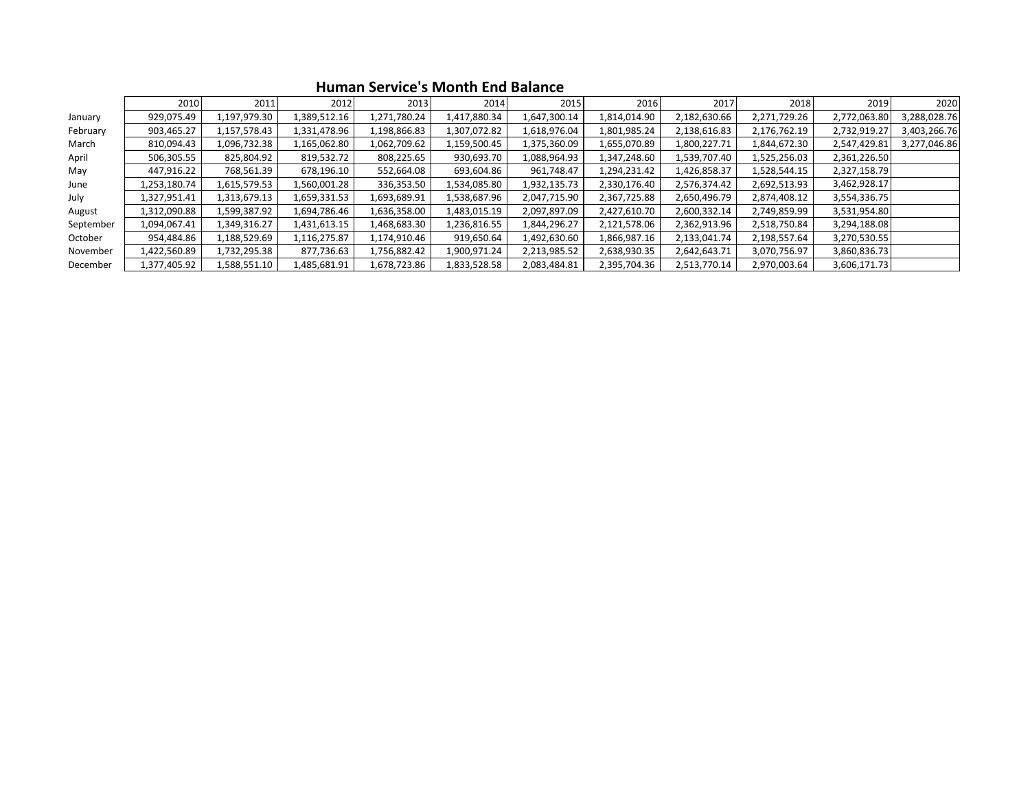## Human Service's Month End Balance

| | 2010 | 2011 | 2012 | 2013 | 2014 | 2015 | 2016 | 2017 | 2018 | 2019 | 2020 |
|---|---|---|---|---|---|---|---|---|---|---|---|
| January | 929,075.49 | 1,197,979.30 | 1,389,512.16 | 1,271,780.24 | 1,417,880.34 | 1,647,300.14 | 1,814,014.90 | 2,182,630.66 | 2,271,729.26 | 2,772,063.80 | 3,288,028.76 |
| February | 903,465.27 | 1,157,578.43 | 1,331,478.96 | 1,198,866.83 | 1,307,072.82 | 1,618,976.04 | 1,801,985.24 | 2,138,616.83 | 2,176,762.19 | 2,732,919.27 | 3,403,266.76 |
| March | 810,094.43 | 1,096,732.38 | 1,165,062.80 | 1,062,709.62 | 1,159,500.45 | 1,375,360.09 | 1,655,070.89 | 1,800,227.71 | 1,844,672.30 | 2,547,429.81 | 3,277,046.86 |
| April | 506,305.55 | 825,804.92 | 819,532.72 | 808,225.65 | 930,693.70 | 1,088,964.93 | 1,347,248.60 | 1,539,707.40 | 1,525,256.03 | 2,361,226.50 | |
| May | 447,916.22 | 768,561.39 | 678,196.10 | 552,664.08 | 693,604.86 | 961,748.47 | 1,294,231.42 | 1,426,858.37 | 1,528,544.15 | 2,327,158.79 | |
| June | 1,253,180.74 | 1,615,579.53 | 1,560,001.28 | 336,353.50 | 1,534,085.80 | 1,932,135.73 | 2,330,176.40 | 2,576,374.42 | 2,692,513.93 | 3,462,928.17 | |
| July | 1,327,951.41 | 1,313,679.13 | 1,659,331.53 | 1,693,689.91 | 1,538,687.96 | 2,047,715.90 | 2,367,725.88 | 2,650,496.79 | 2,874,408.12 | 3,554,336.75 | |
| August | 1,312,090.88 | 1,599,387.92 | 1,694,786.46 | 1,636,358.00 | 1,483,015.19 | 2,097,897.09 | 2,427,610.70 | 2,600,332.14 | 2,749,859.99 | 3,531,954.80 | |
| September | 1,094,067.41 | 1,349,316.27 | 1,431,613.15 | 1,468,683.30 | 1,236,816.55 | 1,844,296.27 | 2,121,578.06 | 2,362,913.96 | 2,518,750.84 | 3,294,188.08 | |
| October | 954,484.86 | 1,188,529.69 | 1,116,275.87 | 1,174,910.46 | 919,650.64 | 1,492,630.60 | 1,866,987.16 | 2,133,041.74 | 2,198,557.64 | 3,270,530.55 | |
| November | 1,422,560.89 | 1,732,295.38 | 877,736.63 | 1,756,882.42 | 1,900,971.24 | 2,213,985.52 | 2,638,930.35 | 2,642,643.71 | 3,070,756.97 | 3,860,836.73 | |
| December | 1,377,405.92 | 1,588,551.10 | 1,485,681.91 | 1,678,723.86 | 1,833,528.58 | 2,083,484.81 | 2,395,704.36 | 2,513,770.14 | 2,970,003.64 | 3,606,171.73 | |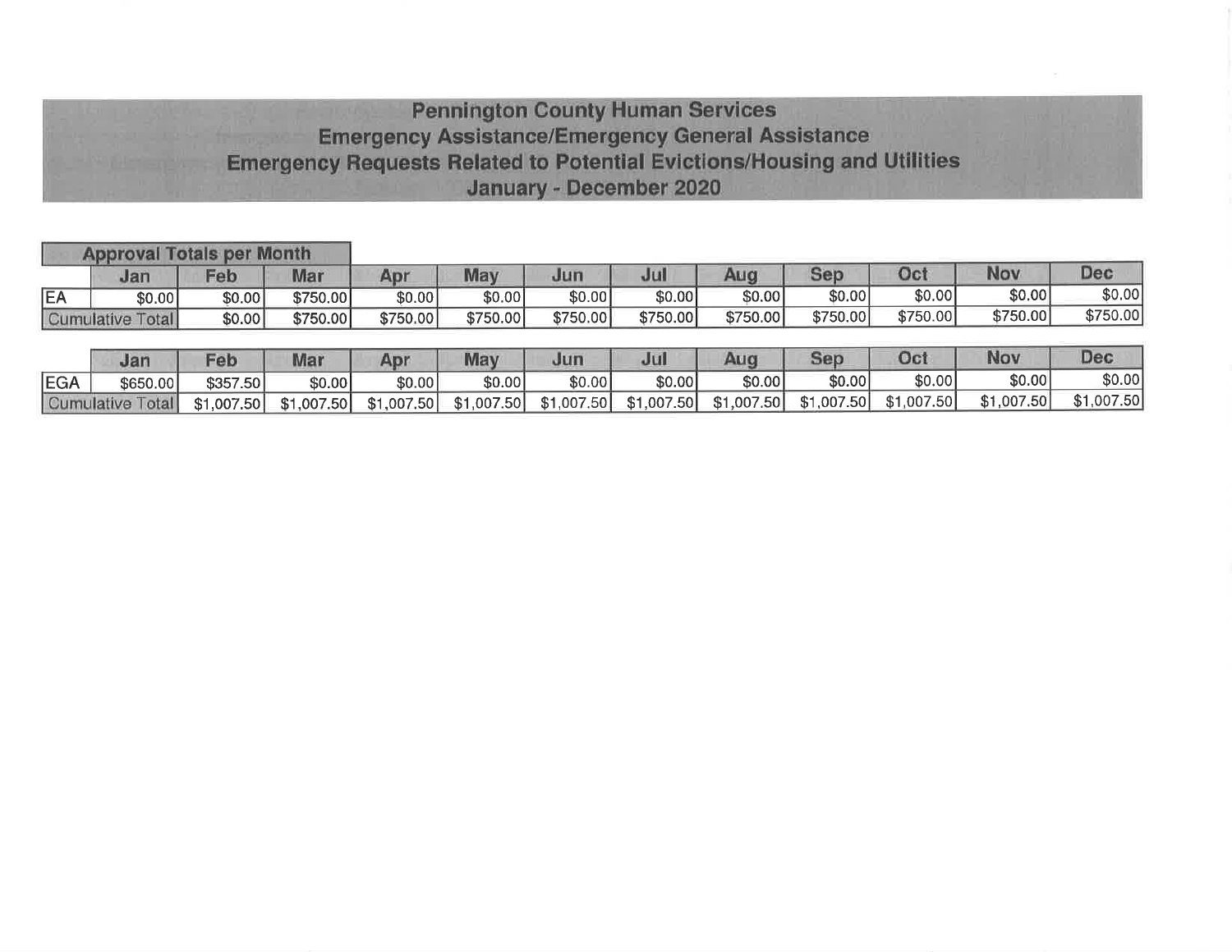# Pennington County Human Services
## Emergency Assistance/Emergency General Assistance
## Emergency Requests Related to Potential Evictions/Housing and Utilities
## January - December 2020

**Approval Totals per Month**

| | Jan | Feb | Mar | Apr | May | Jun | Jul | Aug | Sep | Oct | Nov | Dec |
|---|---|---|---|---|---|---|---|---|---|---|---|---|
| EA | $0.00 | $0.00 | $750.00 | $0.00 | $0.00 | $0.00 | $0.00 | $0.00 | $0.00 | $0.00 | $0.00 | $0.00 |
| Cumulative Total | | $0.00 | $750.00 | $750.00 | $750.00 | $750.00 | $750.00 | $750.00 | $750.00 | $750.00 | $750.00 | $750.00 |

| | Jan | Feb | Mar | Apr | May | Jun | Jul | Aug | Sep | Oct | Nov | Dec |
|---|---|---|---|---|---|---|---|---|---|---|---|---|
| EGA | $650.00 | $357.50 | $0.00 | $0.00 | $0.00 | $0.00 | $0.00 | $0.00 | $0.00 | $0.00 | $0.00 | $0.00 |
| Cumulative Total | | $1,007.50 | $1,007.50 | $1,007.50 | $1,007.50 | $1,007.50 | $1,007.50 | $1,007.50 | $1,007.50 | $1,007.50 | $1,007.50 | $1,007.50 |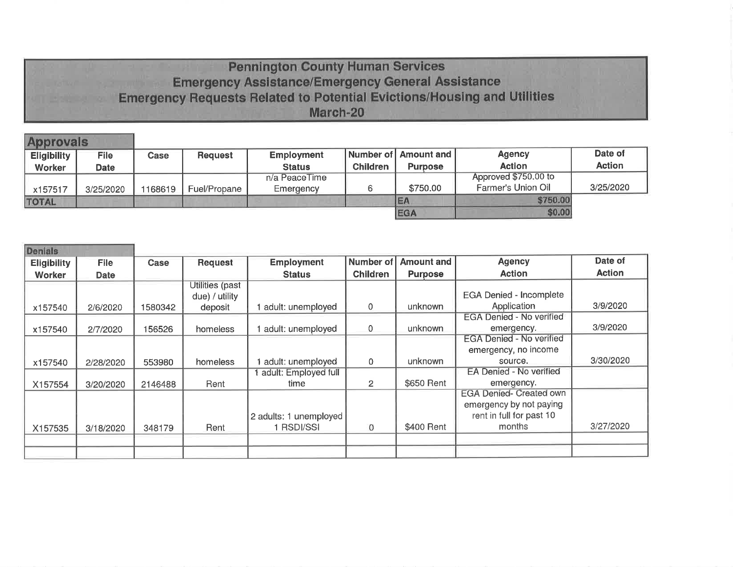# Pennington County Human Services
## Emergency Assistance/Emergency General Assistance
## Emergency Requests Related to Potential Evictions/Housing and Utilities
## March-20

### Approvals

| Eligibility Worker | File Date | Case | Request | Employment Status | Number of Children | Amount and Purpose | Agency Action | Date of Action |
|---|---|---|---|---|---|---|---|---|
| x157517 | 3/25/2020 | 1168619 | Fuel/Propane | n/a PeaceTime Emergency | 6 | $750.00 | Approved $750.00 to Farmer's Union Oil | 3/25/2020 |
| TOTAL | | | | | | EA | $750.00 | |
| | | | | | | EGA | $0.00 | |

### Denials

| Eligibility Worker | File Date | Case | Request | Employment Status | Number of Children | Amount and Purpose | Agency Action | Date of Action |
|---|---|---|---|---|---|---|---|---|
| x157540 | 2/6/2020 | 1580342 | Utilities (past due) / utility deposit | 1 adult: unemployed | 0 | unknown | EGA Denied - Incomplete Application | 3/9/2020 |
| x157540 | 2/7/2020 | 156526 | homeless | 1 adult: unemployed | 0 | unknown | EGA Denied - No verified emergency. | 3/9/2020 |
| x157540 | 2/28/2020 | 553980 | homeless | 1 adult: unemployed | 0 | unknown | EGA Denied - No verified emergency, no income source. | 3/30/2020 |
| X157554 | 3/20/2020 | 2146488 | Rent | 1 adult: Employed full time | 2 | $650 Rent | EA Denied - No verified emergency. | |
| X157535 | 3/18/2020 | 348179 | Rent | 2 adults: 1 unemployed 1 RSDI/SSI | 0 | $400 Rent | EGA Denied- Created own emergency by not paying rent in full for past 10 months | 3/27/2020 |
| | | | | | | | | |
| | | | | | | | | |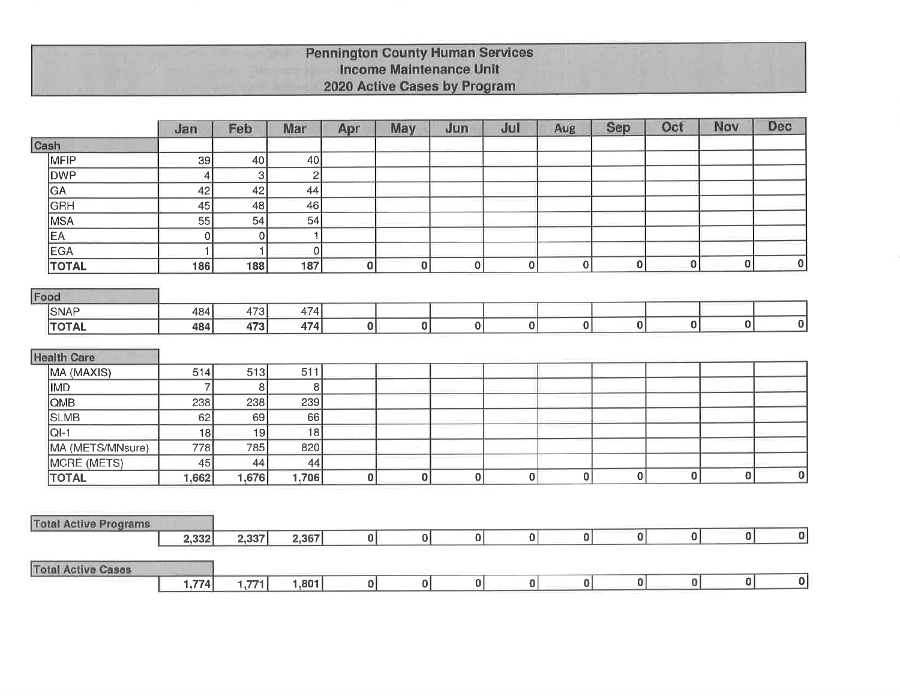# Pennington County Human Services
## Income Maintenance Unit
## 2020 Active Cases by Program

| | Jan | Feb | Mar | Apr | May | Jun | Jul | Aug | Sep | Oct | Nov | Dec |
|---|---|---|---|---|---|---|---|---|---|---|---|---|
| **Cash** | | | | | | | | | | | | |
| MFIP | 39 | 40 | 40 | | | | | | | | | |
| DWP | 4 | 3 | 2 | | | | | | | | | |
| GA | 42 | 42 | 44 | | | | | | | | | |
| GRH | 45 | 48 | 46 | | | | | | | | | |
| MSA | 55 | 54 | 54 | | | | | | | | | |
| EA | 0 | 0 | 1 | | | | | | | | | |
| EGA | 1 | 1 | 0 | | | | | | | | | |
| **TOTAL** | **186** | **188** | **187** | **0** | **0** | **0** | **0** | **0** | **0** | **0** | **0** | **0** |
| **Food** | | | | | | | | | | | | |
| SNAP | 484 | 473 | 474 | | | | | | | | | |
| **TOTAL** | **484** | **473** | **474** | **0** | **0** | **0** | **0** | **0** | **0** | **0** | **0** | **0** |
| **Health Care** | | | | | | | | | | | | |
| MA (MAXIS) | 514 | 513 | 511 | | | | | | | | | |
| IMD | 7 | 8 | 8 | | | | | | | | | |
| QMB | 238 | 238 | 239 | | | | | | | | | |
| SLMB | 62 | 69 | 66 | | | | | | | | | |
| QI-1 | 18 | 19 | 18 | | | | | | | | | |
| MA (METS/MNsure) | 778 | 785 | 820 | | | | | | | | | |
| MCRE (METS) | 45 | 44 | 44 | | | | | | | | | |
| **TOTAL** | **1,662** | **1,676** | **1,706** | **0** | **0** | **0** | **0** | **0** | **0** | **0** | **0** | **0** |
| **Total Active Programs** | **2,332** | **2,337** | **2,367** | **0** | **0** | **0** | **0** | **0** | **0** | **0** | **0** | **0** |
| **Total Active Cases** | **1,774** | **1,771** | **1,801** | **0** | **0** | **0** | **0** | **0** | **0** | **0** | **0** | **0** |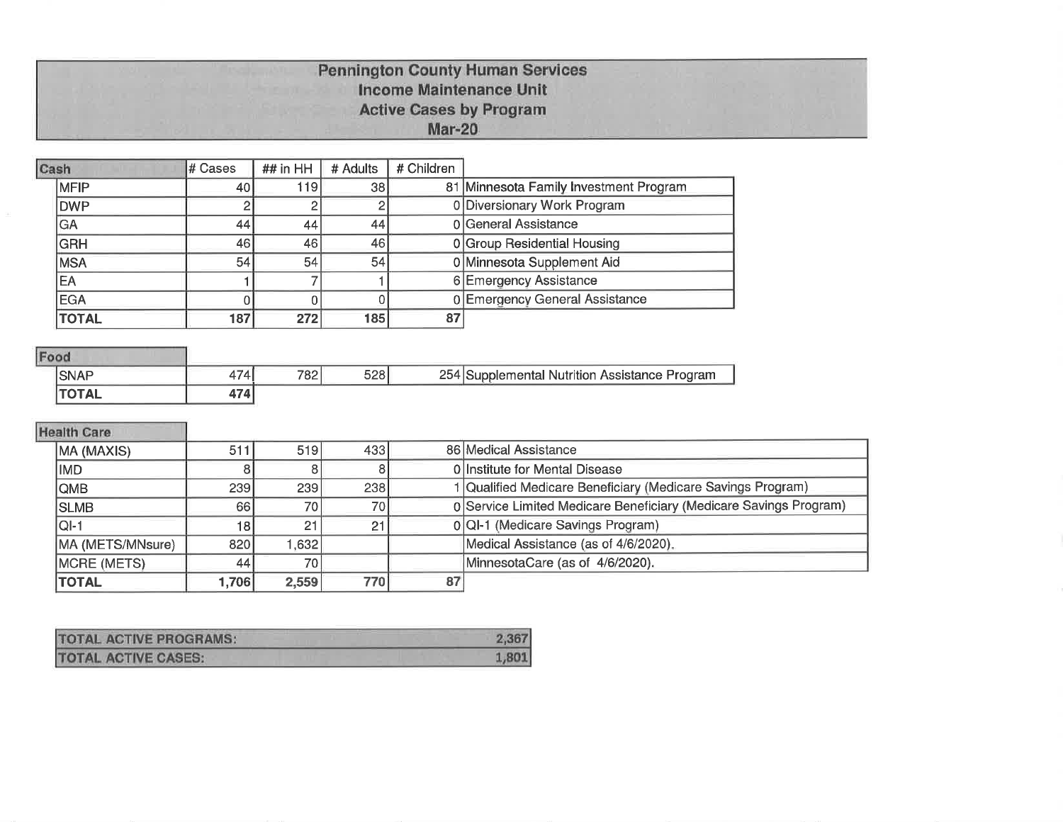# Pennington County Human Services
## Income Maintenance Unit
## Active Cases by Program
## Mar-20

| Cash | # Cases | ## in HH | # Adults | # Children | |
|---|---|---|---|---|---|
| MFIP | 40 | 119 | 38 | 81 | Minnesota Family Investment Program |
| DWP | 2 | 2 | 2 | 0 | Diversionary Work Program |
| GA | 44 | 44 | 44 | 0 | General Assistance |
| GRH | 46 | 46 | 46 | 0 | Group Residential Housing |
| MSA | 54 | 54 | 54 | 0 | Minnesota Supplement Aid |
| EA | 1 | 7 | 1 | 6 | Emergency Assistance |
| EGA | 0 | 0 | 0 | 0 | Emergency General Assistance |
| **TOTAL** | **187** | **272** | **185** | **87** | |

| Food | | | | | |
|---|---|---|---|---|---|
| SNAP | 474 | 782 | 528 | 254 | Supplemental Nutrition Assistance Program |
| **TOTAL** | **474** | | | | |

| Health Care | | | | | |
|---|---|---|---|---|---|
| MA (MAXIS) | 511 | 519 | 433 | 86 | Medical Assistance |
| IMD | 8 | 8 | 8 | 0 | Institute for Mental Disease |
| QMB | 239 | 239 | 238 | 1 | Qualified Medicare Beneficiary (Medicare Savings Program) |
| SLMB | 66 | 70 | 70 | 0 | Service Limited Medicare Beneficiary (Medicare Savings Program) |
| QI-1 | 18 | 21 | 21 | 0 | QI-1 (Medicare Savings Program) |
| MA (METS/MNsure) | 820 | 1,632 | | | Medical Assistance (as of 4/6/2020). |
| MCRE (METS) | 44 | 70 | | | MinnesotaCare (as of 4/6/2020). |
| **TOTAL** | **1,706** | **2,559** | **770** | **87** | |

| | |
|---|---|
| TOTAL ACTIVE PROGRAMS: | 2,367 |
| TOTAL ACTIVE CASES: | 1,801 |